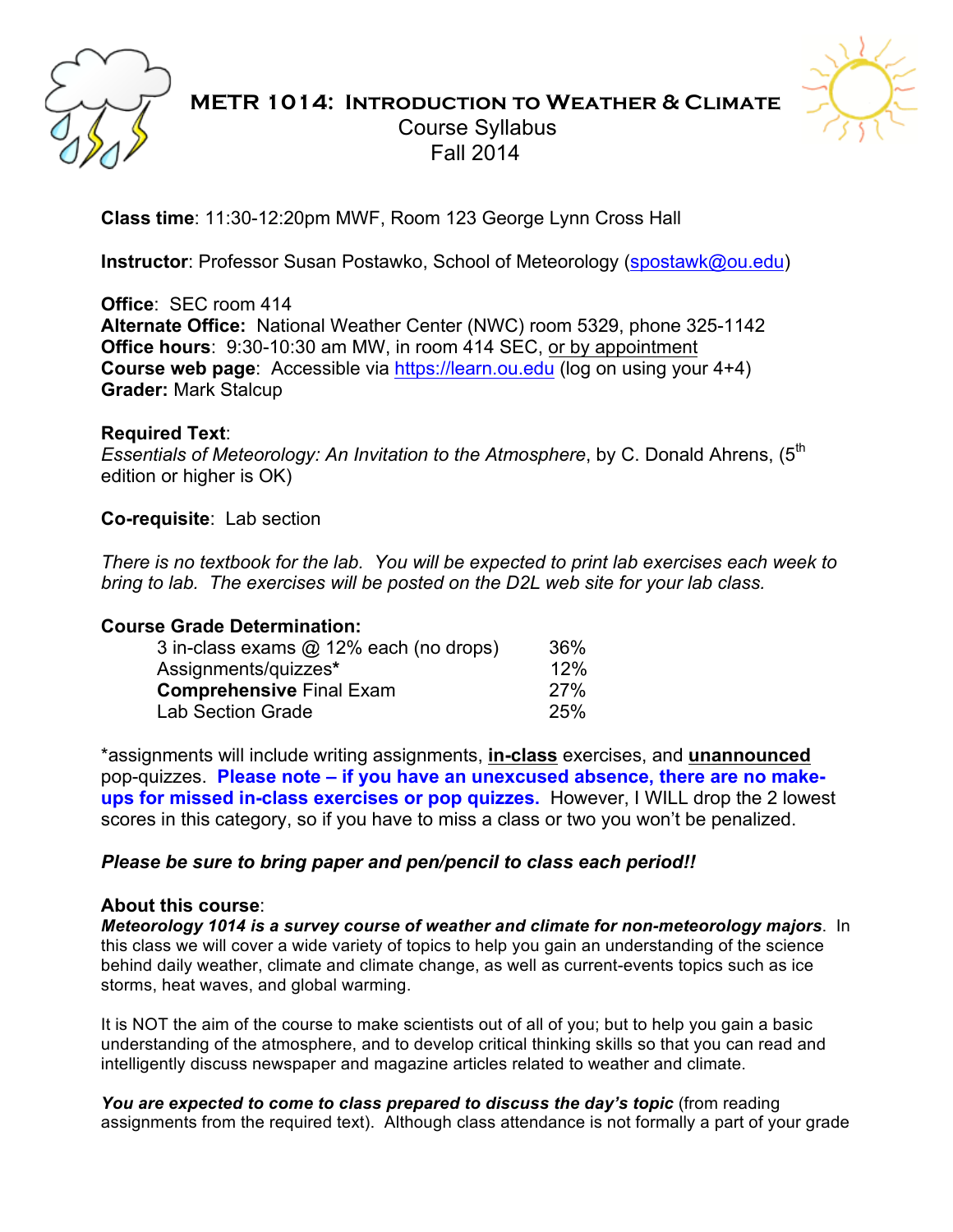# METR 1014: Introduction to Weather & Climate

Course Syllabus
Fall 2014

**Class time**: 11:30-12:20pm MWF, Room 123 George Lynn Cross Hall

**Instructor**: Professor Susan Postawko, School of Meteorology (spostawk@ou.edu)

**Office**: SEC room 414
**Alternate Office:** National Weather Center (NWC) room 5329, phone 325-1142
**Office hours**: 9:30-10:30 am MW, in room 414 SEC, or by appointment
**Course web page**: Accessible via https://learn.ou.edu (log on using your 4+4)
**Grader:** Mark Stalcup

**Required Text**:
*Essentials of Meteorology: An Invitation to the Atmosphere*, by C. Donald Ahrens, (5th edition or higher is OK)

**Co-requisite**: Lab section

*There is no textbook for the lab. You will be expected to print lab exercises each week to bring to lab. The exercises will be posted on the D2L web site for your lab class.*

**Course Grade Determination:**

| | |
|---|---|
| 3 in-class exams @ 12% each (no drops) | 36% |
| Assignments/quizzes* | 12% |
| **Comprehensive** Final Exam | 27% |
| Lab Section Grade | 25% |

*assignments will include writing assignments, **in-class** exercises, and **unannounced** pop-quizzes. **Please note – if you have an unexcused absence, there are no make-ups for missed in-class exercises or pop quizzes.** However, I WILL drop the 2 lowest scores in this category, so if you have to miss a class or two you won't be penalized.

***Please be sure to bring paper and pen/pencil to class each period!!***

**About this course**:
***Meteorology 1014 is a survey course of weather and climate for non-meteorology majors***. In this class we will cover a wide variety of topics to help you gain an understanding of the science behind daily weather, climate and climate change, as well as current-events topics such as ice storms, heat waves, and global warming.

It is NOT the aim of the course to make scientists out of all of you; but to help you gain a basic understanding of the atmosphere, and to develop critical thinking skills so that you can read and intelligently discuss newspaper and magazine articles related to weather and climate.

***You are expected to come to class prepared to discuss the day's topic*** (from reading assignments from the required text). Although class attendance is not formally a part of your grade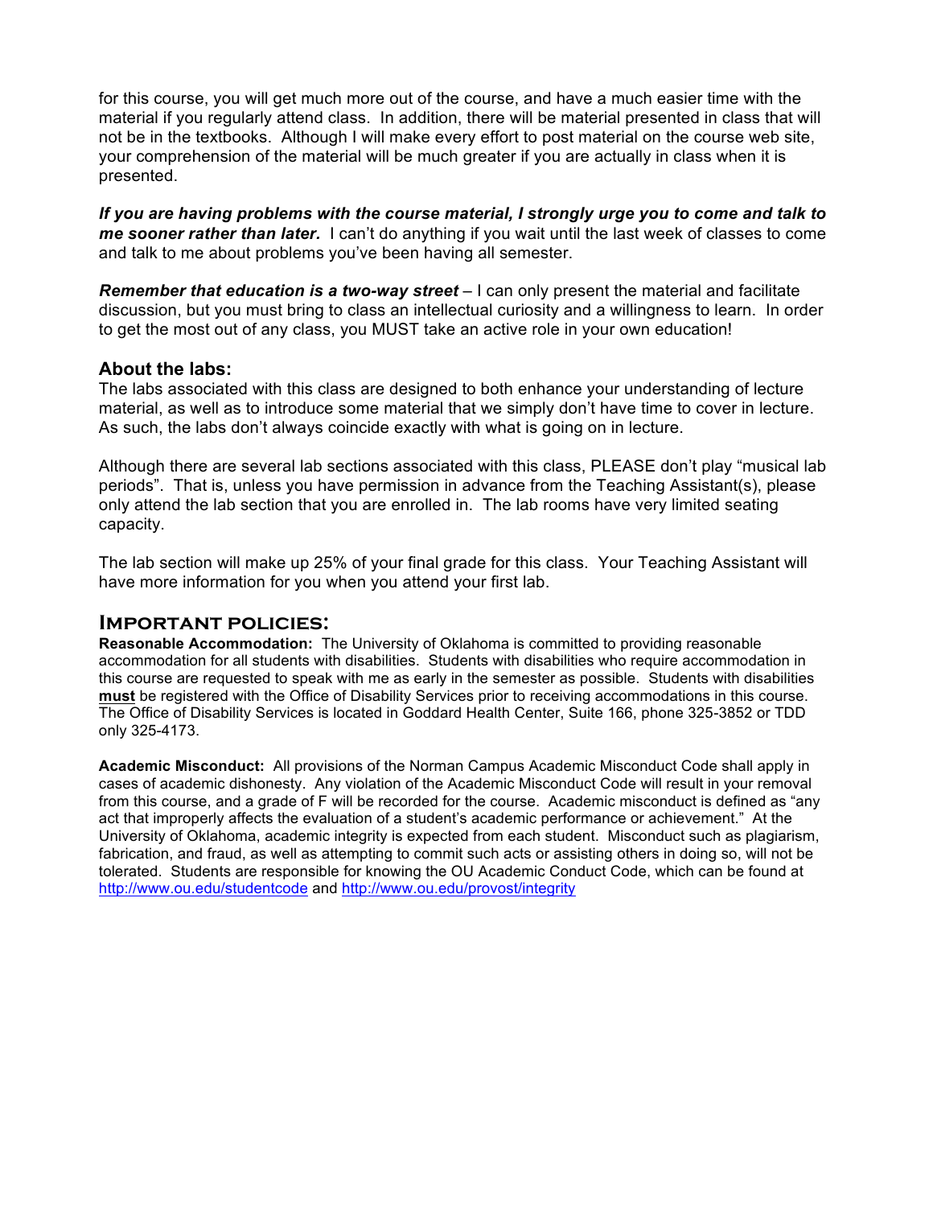for this course, you will get much more out of the course, and have a much easier time with the material if you regularly attend class. In addition, there will be material presented in class that will not be in the textbooks. Although I will make every effort to post material on the course web site, your comprehension of the material will be much greater if you are actually in class when it is presented.

***If you are having problems with the course material, I strongly urge you to come and talk to me sooner rather than later.*** I can't do anything if you wait until the last week of classes to come and talk to me about problems you've been having all semester.

***Remember that education is a two-way street*** – I can only present the material and facilitate discussion, but you must bring to class an intellectual curiosity and a willingness to learn. In order to get the most out of any class, you MUST take an active role in your own education!

### About the labs:

The labs associated with this class are designed to both enhance your understanding of lecture material, as well as to introduce some material that we simply don't have time to cover in lecture. As such, the labs don't always coincide exactly with what is going on in lecture.

Although there are several lab sections associated with this class, PLEASE don't play "musical lab periods". That is, unless you have permission in advance from the Teaching Assistant(s), please only attend the lab section that you are enrolled in. The lab rooms have very limited seating capacity.

The lab section will make up 25% of your final grade for this class. Your Teaching Assistant will have more information for you when you attend your first lab.

## Important policies:

**Reasonable Accommodation:** The University of Oklahoma is committed to providing reasonable accommodation for all students with disabilities. Students with disabilities who require accommodation in this course are requested to speak with me as early in the semester as possible. Students with disabilities **must** be registered with the Office of Disability Services prior to receiving accommodations in this course. The Office of Disability Services is located in Goddard Health Center, Suite 166, phone 325-3852 or TDD only 325-4173.

**Academic Misconduct:** All provisions of the Norman Campus Academic Misconduct Code shall apply in cases of academic dishonesty. Any violation of the Academic Misconduct Code will result in your removal from this course, and a grade of F will be recorded for the course. Academic misconduct is defined as "any act that improperly affects the evaluation of a student's academic performance or achievement." At the University of Oklahoma, academic integrity is expected from each student. Misconduct such as plagiarism, fabrication, and fraud, as well as attempting to commit such acts or assisting others in doing so, will not be tolerated. Students are responsible for knowing the OU Academic Conduct Code, which can be found at http://www.ou.edu/studentcode and http://www.ou.edu/provost/integrity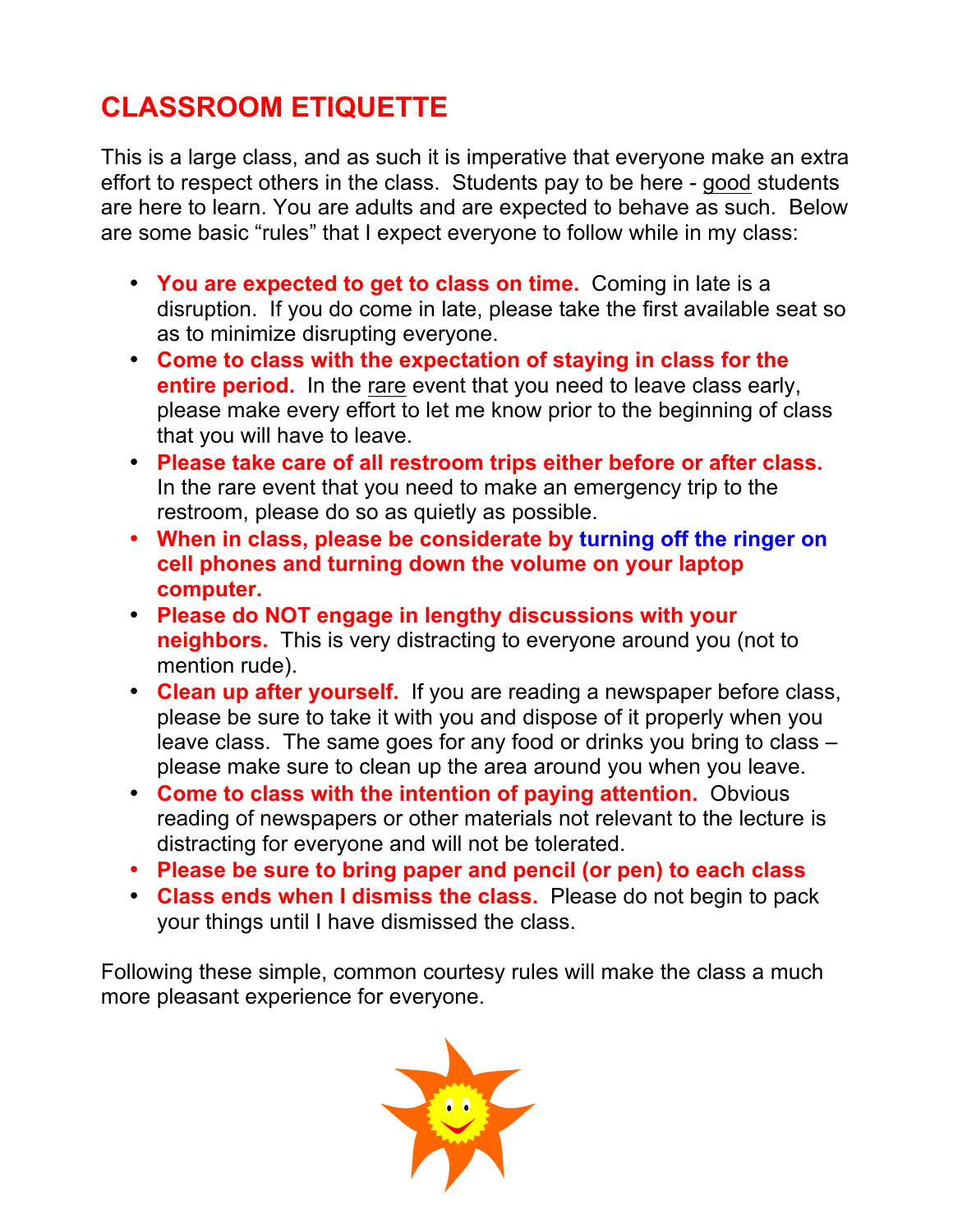# CLASSROOM ETIQUETTE

This is a large class, and as such it is imperative that everyone make an extra effort to respect others in the class. Students pay to be here - good students are here to learn. You are adults and are expected to behave as such. Below are some basic "rules" that I expect everyone to follow while in my class:

- **You are expected to get to class on time.** Coming in late is a disruption. If you do come in late, please take the first available seat so as to minimize disrupting everyone.
- **Come to class with the expectation of staying in class for the entire period.** In the rare event that you need to leave class early, please make every effort to let me know prior to the beginning of class that you will have to leave.
- **Please take care of all restroom trips either before or after class.** In the rare event that you need to make an emergency trip to the restroom, please do so as quietly as possible.
- **When in class, please be considerate by turning off the ringer on cell phones and turning down the volume on your laptop computer.**
- **Please do NOT engage in lengthy discussions with your neighbors.** This is very distracting to everyone around you (not to mention rude).
- **Clean up after yourself.** If you are reading a newspaper before class, please be sure to take it with you and dispose of it properly when you leave class. The same goes for any food or drinks you bring to class – please make sure to clean up the area around you when you leave.
- **Come to class with the intention of paying attention.** Obvious reading of newspapers or other materials not relevant to the lecture is distracting for everyone and will not be tolerated.
- **Please be sure to bring paper and pencil (or pen) to each class**
- **Class ends when I dismiss the class.** Please do not begin to pack your things until I have dismissed the class.

Following these simple, common courtesy rules will make the class a much more pleasant experience for everyone.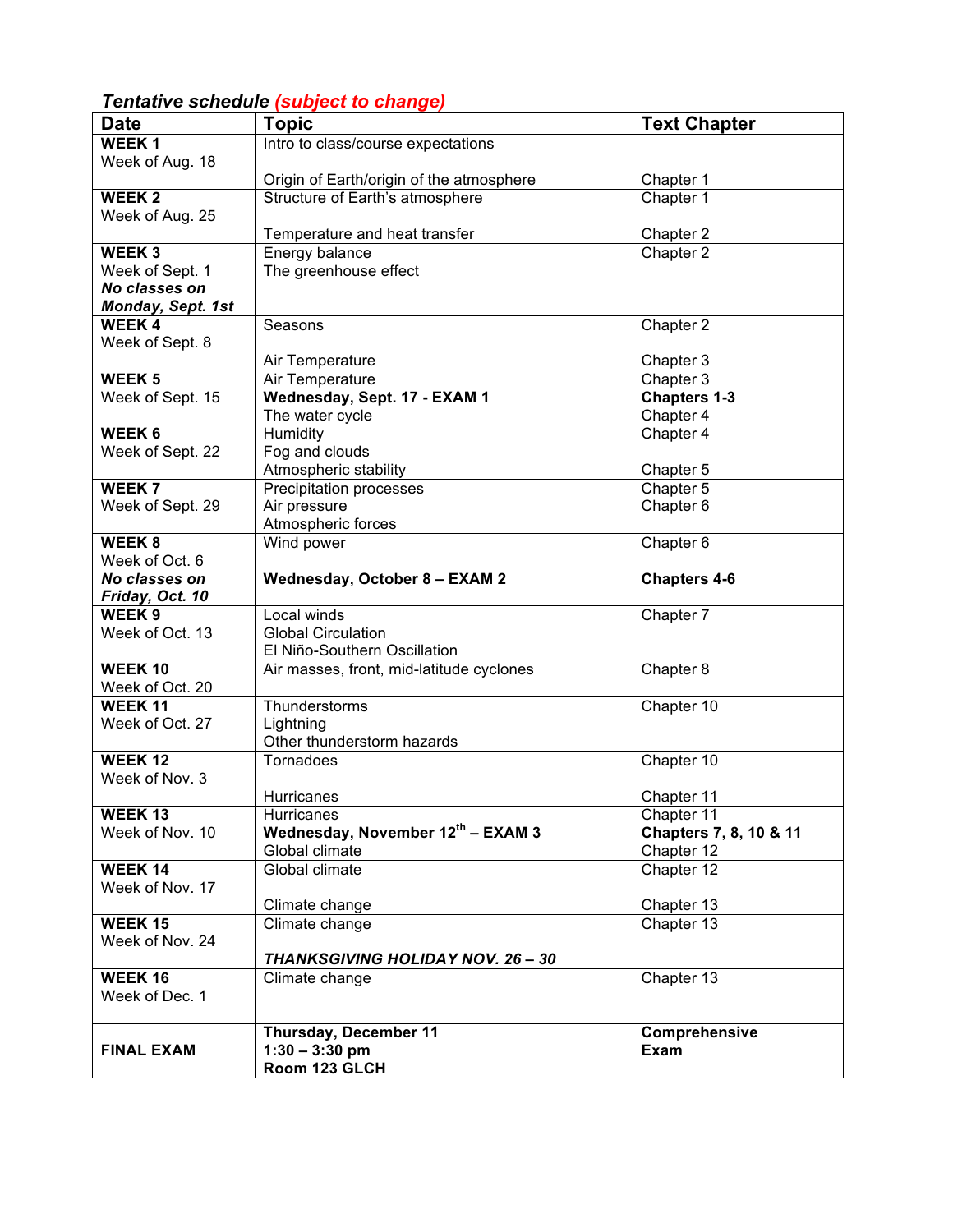***Tentative schedule (subject to change)***

| Date | Topic | Text Chapter |
|---|---|---|
| **WEEK 1**<br>Week of Aug. 18 | Intro to class/course expectations<br><br>Origin of Earth/origin of the atmosphere | <br><br>Chapter 1 |
| **WEEK 2**<br>Week of Aug. 25 | Structure of Earth's atmosphere<br><br>Temperature and heat transfer | Chapter 1<br><br>Chapter 2 |
| **WEEK 3**<br>Week of Sept. 1<br>***No classes on Monday, Sept. 1st*** | Energy balance<br>The greenhouse effect | Chapter 2 |
| **WEEK 4**<br>Week of Sept. 8 | Seasons<br><br>Air Temperature | Chapter 2<br><br>Chapter 3 |
| **WEEK 5**<br>Week of Sept. 15 | Air Temperature<br>**Wednesday, Sept. 17 - EXAM 1**<br>The water cycle | Chapter 3<br>**Chapters 1-3**<br>Chapter 4 |
| **WEEK 6**<br>Week of Sept. 22 | Humidity<br>Fog and clouds<br>Atmospheric stability | Chapter 4<br><br>Chapter 5 |
| **WEEK 7**<br>Week of Sept. 29 | Precipitation processes<br>Air pressure<br>Atmospheric forces | Chapter 5<br>Chapter 6 |
| **WEEK 8**<br>Week of Oct. 6<br>***No classes on Friday, Oct. 10*** | Wind power<br><br>**Wednesday, October 8 – EXAM 2** | Chapter 6<br><br>**Chapters 4-6** |
| **WEEK 9**<br>Week of Oct. 13 | Local winds<br>Global Circulation<br>El Niño-Southern Oscillation | Chapter 7 |
| **WEEK 10**<br>Week of Oct. 20 | Air masses, front, mid-latitude cyclones | Chapter 8 |
| **WEEK 11**<br>Week of Oct. 27 | Thunderstorms<br>Lightning<br>Other thunderstorm hazards | Chapter 10 |
| **WEEK 12**<br>Week of Nov. 3 | Tornadoes<br><br>Hurricanes | Chapter 10<br><br>Chapter 11 |
| **WEEK 13**<br>Week of Nov. 10 | Hurricanes<br>**Wednesday, November 12th – EXAM 3**<br>Global climate | Chapter 11<br>**Chapters 7, 8, 10 & 11**<br>Chapter 12 |
| **WEEK 14**<br>Week of Nov. 17 | Global climate<br><br>Climate change | Chapter 12<br><br>Chapter 13 |
| **WEEK 15**<br>Week of Nov. 24 | Climate change<br><br>***THANKSGIVING HOLIDAY NOV. 26 – 30*** | Chapter 13 |
| **WEEK 16**<br>Week of Dec. 1 | Climate change | Chapter 13 |
| **FINAL EXAM** | **Thursday, December 11**<br>**1:30 – 3:30 pm**<br>**Room 123 GLCH** | **Comprehensive Exam** |